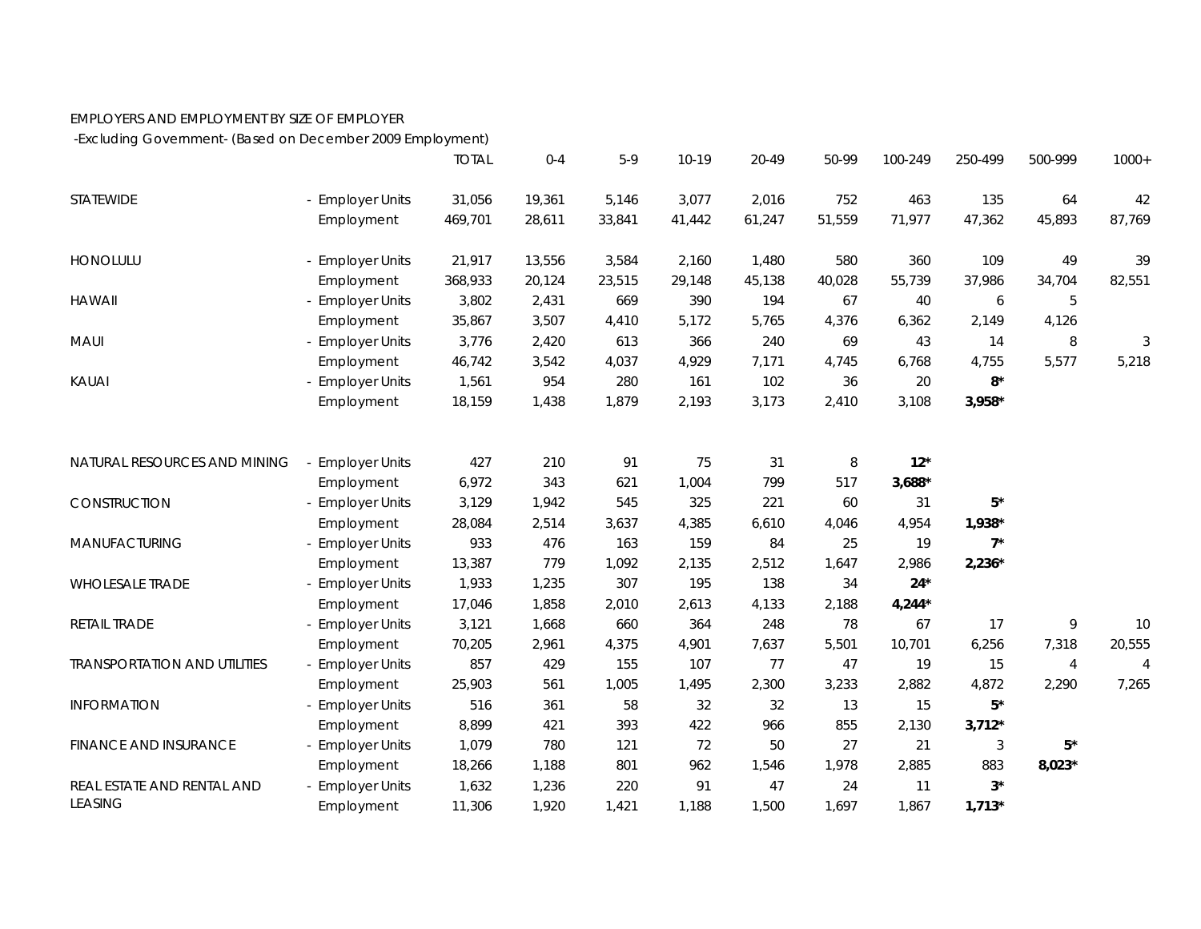EMPLOYERS AND EMPLOYMENT BY SIZE OF EMPLOYER

-Excluding Government- (Based on December 2009 Employment)

| | | TOTAL | 0-4 | 5-9 | 10-19 | 20-49 | 50-99 | 100-249 | 250-499 | 500-999 | 1000+ |
|---|---|---|---|---|---|---|---|---|---|---|---|
| STATEWIDE | - Employer Units | 31,056 | 19,361 | 5,146 | 3,077 | 2,016 | 752 | 463 | 135 | 64 | 42 |
| | Employment | 469,701 | 28,611 | 33,841 | 41,442 | 61,247 | 51,559 | 71,977 | 47,362 | 45,893 | 87,769 |
| HONOLULU | - Employer Units | 21,917 | 13,556 | 3,584 | 2,160 | 1,480 | 580 | 360 | 109 | 49 | 39 |
| | Employment | 368,933 | 20,124 | 23,515 | 29,148 | 45,138 | 40,028 | 55,739 | 37,986 | 34,704 | 82,551 |
| HAWAII | - Employer Units | 3,802 | 2,431 | 669 | 390 | 194 | 67 | 40 | 6 | 5 | |
| | Employment | 35,867 | 3,507 | 4,410 | 5,172 | 5,765 | 4,376 | 6,362 | 2,149 | 4,126 | |
| MAUI | - Employer Units | 3,776 | 2,420 | 613 | 366 | 240 | 69 | 43 | 14 | 8 | 3 |
| | Employment | 46,742 | 3,542 | 4,037 | 4,929 | 7,171 | 4,745 | 6,768 | 4,755 | 5,577 | 5,218 |
| KAUAI | - Employer Units | 1,561 | 954 | 280 | 161 | 102 | 36 | 20 | **8*** | | |
| | Employment | 18,159 | 1,438 | 1,879 | 2,193 | 3,173 | 2,410 | 3,108 | **3,958*** | | |
| NATURAL RESOURCES AND MINING | - Employer Units | 427 | 210 | 91 | 75 | 31 | 8 | **12*** | | | |
| | Employment | 6,972 | 343 | 621 | 1,004 | 799 | 517 | **3,688*** | | | |
| CONSTRUCTION | - Employer Units | 3,129 | 1,942 | 545 | 325 | 221 | 60 | 31 | **5*** | | |
| | Employment | 28,084 | 2,514 | 3,637 | 4,385 | 6,610 | 4,046 | 4,954 | **1,938*** | | |
| MANUFACTURING | - Employer Units | 933 | 476 | 163 | 159 | 84 | 25 | 19 | **7*** | | |
| | Employment | 13,387 | 779 | 1,092 | 2,135 | 2,512 | 1,647 | 2,986 | **2,236*** | | |
| WHOLESALE TRADE | - Employer Units | 1,933 | 1,235 | 307 | 195 | 138 | 34 | **24*** | | | |
| | Employment | 17,046 | 1,858 | 2,010 | 2,613 | 4,133 | 2,188 | **4,244*** | | | |
| RETAIL TRADE | - Employer Units | 3,121 | 1,668 | 660 | 364 | 248 | 78 | 67 | 17 | 9 | 10 |
| | Employment | 70,205 | 2,961 | 4,375 | 4,901 | 7,637 | 5,501 | 10,701 | 6,256 | 7,318 | 20,555 |
| TRANSPORTATION AND UTILITIES | - Employer Units | 857 | 429 | 155 | 107 | 77 | 47 | 19 | 15 | 4 | 4 |
| | Employment | 25,903 | 561 | 1,005 | 1,495 | 2,300 | 3,233 | 2,882 | 4,872 | 2,290 | 7,265 |
| INFORMATION | - Employer Units | 516 | 361 | 58 | 32 | 32 | 13 | 15 | **5*** | | |
| | Employment | 8,899 | 421 | 393 | 422 | 966 | 855 | 2,130 | **3,712*** | | |
| FINANCE AND INSURANCE | - Employer Units | 1,079 | 780 | 121 | 72 | 50 | 27 | 21 | 3 | **5*** | |
| | Employment | 18,266 | 1,188 | 801 | 962 | 1,546 | 1,978 | 2,885 | 883 | **8,023*** | |
| REAL ESTATE AND RENTAL AND LEASING | - Employer Units | 1,632 | 1,236 | 220 | 91 | 47 | 24 | 11 | **3*** | | |
| | Employment | 11,306 | 1,920 | 1,421 | 1,188 | 1,500 | 1,697 | 1,867 | **1,713*** | | |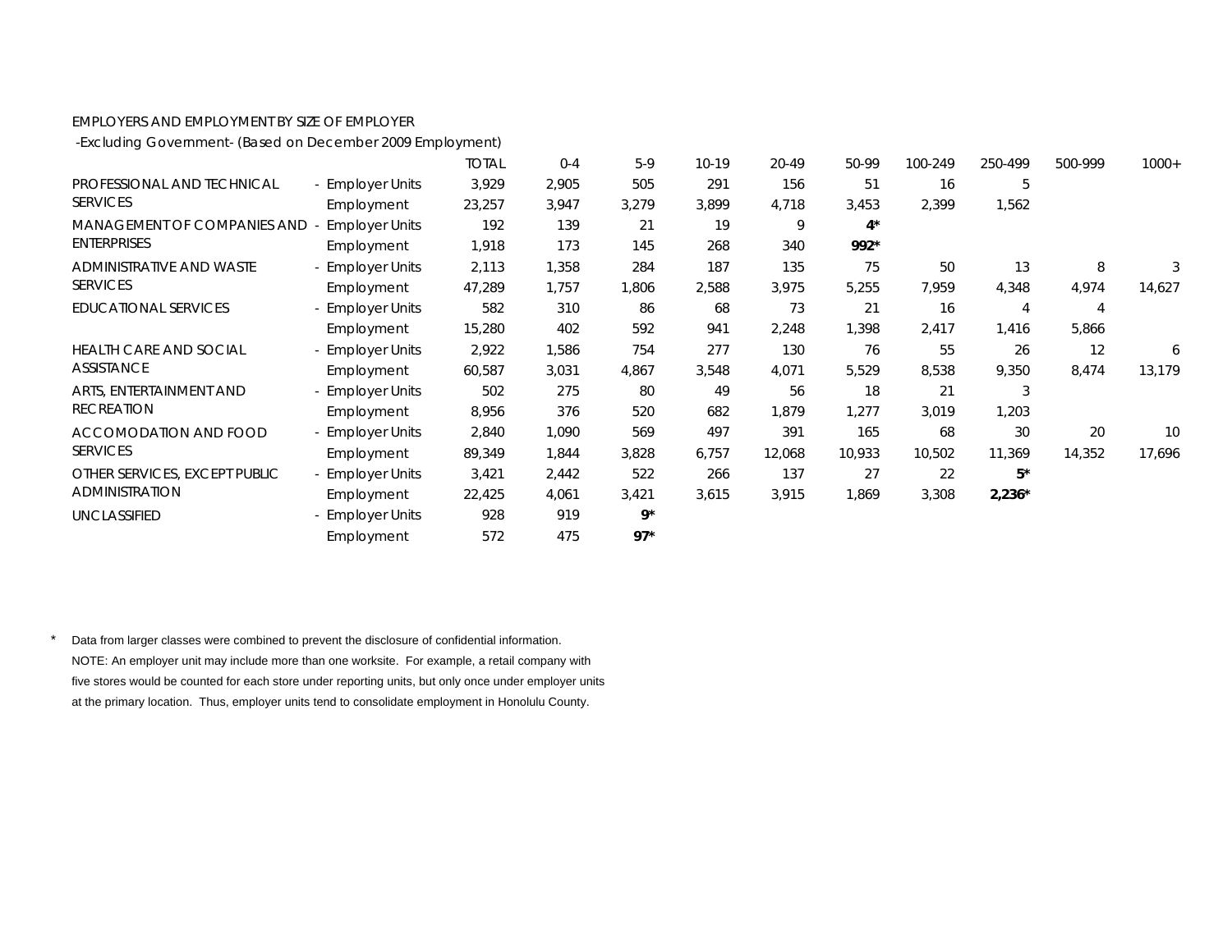EMPLOYERS AND EMPLOYMENT BY SIZE OF EMPLOYER

-Excluding Government- (Based on December 2009 Employment)

| | | TOTAL | 0-4 | 5-9 | 10-19 | 20-49 | 50-99 | 100-249 | 250-499 | 500-999 | 1000+ |
|---|---|---|---|---|---|---|---|---|---|---|---|
| PROFESSIONAL AND TECHNICAL SERVICES | - Employer Units | 3,929 | 2,905 | 505 | 291 | 156 | 51 | 16 | 5 | | |
| | Employment | 23,257 | 3,947 | 3,279 | 3,899 | 4,718 | 3,453 | 2,399 | 1,562 | | |
| MANAGEMENT OF COMPANIES AND ENTERPRISES | - Employer Units | 192 | 139 | 21 | 19 | 9 | **4*** | | | | |
| | Employment | 1,918 | 173 | 145 | 268 | 340 | **992*** | | | | |
| ADMINISTRATIVE AND WASTE SERVICES | - Employer Units | 2,113 | 1,358 | 284 | 187 | 135 | 75 | 50 | 13 | 8 | 3 |
| | Employment | 47,289 | 1,757 | 1,806 | 2,588 | 3,975 | 5,255 | 7,959 | 4,348 | 4,974 | 14,627 |
| EDUCATIONAL SERVICES | - Employer Units | 582 | 310 | 86 | 68 | 73 | 21 | 16 | 4 | 4 | |
| | Employment | 15,280 | 402 | 592 | 941 | 2,248 | 1,398 | 2,417 | 1,416 | 5,866 | |
| HEALTH CARE AND SOCIAL ASSISTANCE | - Employer Units | 2,922 | 1,586 | 754 | 277 | 130 | 76 | 55 | 26 | 12 | 6 |
| | Employment | 60,587 | 3,031 | 4,867 | 3,548 | 4,071 | 5,529 | 8,538 | 9,350 | 8,474 | 13,179 |
| ARTS, ENTERTAINMENT AND RECREATION | - Employer Units | 502 | 275 | 80 | 49 | 56 | 18 | 21 | 3 | | |
| | Employment | 8,956 | 376 | 520 | 682 | 1,879 | 1,277 | 3,019 | 1,203 | | |
| ACCOMODATION AND FOOD SERVICES | - Employer Units | 2,840 | 1,090 | 569 | 497 | 391 | 165 | 68 | 30 | 20 | 10 |
| | Employment | 89,349 | 1,844 | 3,828 | 6,757 | 12,068 | 10,933 | 10,502 | 11,369 | 14,352 | 17,696 |
| OTHER SERVICES, EXCEPT PUBLIC ADMINISTRATION | - Employer Units | 3,421 | 2,442 | 522 | 266 | 137 | 27 | 22 | **5*** | | |
| | Employment | 22,425 | 4,061 | 3,421 | 3,615 | 3,915 | 1,869 | 3,308 | **2,236*** | | |
| UNCLASSIFIED | - Employer Units | 928 | 919 | **9*** | | | | | | | |
| | Employment | 572 | 475 | **97*** | | | | | | | |

\* Data from larger classes were combined to prevent the disclosure of confidential information.

NOTE: An employer unit may include more than one worksite. For example, a retail company with five stores would be counted for each store under reporting units, but only once under employer units at the primary location. Thus, employer units tend to consolidate employment in Honolulu County.